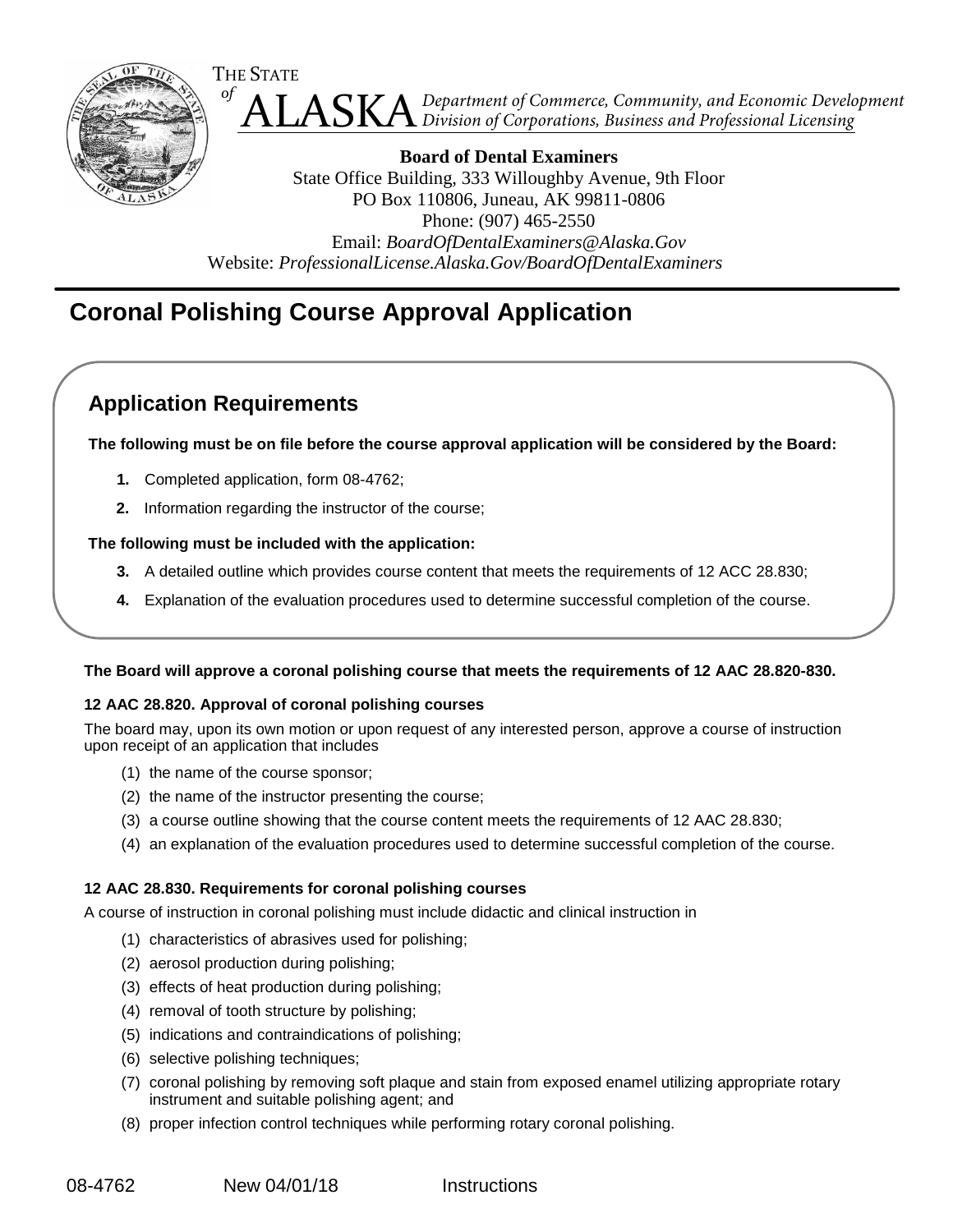THE STATE of **ALASKA** *Department of Commerce, Community, and Economic Development*
*Division of Corporations, Business and Professional Licensing*

**Board of Dental Examiners**
State Office Building, 333 Willoughby Avenue, 9th Floor
PO Box 110806, Juneau, AK 99811-0806
Phone: (907) 465-2550
Email: *BoardOfDentalExaminers@Alaska.Gov*
Website: *ProfessionalLicense.Alaska.Gov/BoardOfDentalExaminers*

# Coronal Polishing Course Approval Application

## Application Requirements

**The following must be on file before the course approval application will be considered by the Board:**

1. Completed application, form 08-4762;
2. Information regarding the instructor of the course;

**The following must be included with the application:**

3. A detailed outline which provides course content that meets the requirements of 12 ACC 28.830;
4. Explanation of the evaluation procedures used to determine successful completion of the course.

**The Board will approve a coronal polishing course that meets the requirements of 12 AAC 28.820-830.**

**12 AAC 28.820. Approval of coronal polishing courses**

The board may, upon its own motion or upon request of any interested person, approve a course of instruction upon receipt of an application that includes

(1) the name of the course sponsor;
(2) the name of the instructor presenting the course;
(3) a course outline showing that the course content meets the requirements of 12 AAC 28.830;
(4) an explanation of the evaluation procedures used to determine successful completion of the course.

**12 AAC 28.830. Requirements for coronal polishing courses**

A course of instruction in coronal polishing must include didactic and clinical instruction in

(1) characteristics of abrasives used for polishing;
(2) aerosol production during polishing;
(3) effects of heat production during polishing;
(4) removal of tooth structure by polishing;
(5) indications and contraindications of polishing;
(6) selective polishing techniques;
(7) coronal polishing by removing soft plaque and stain from exposed enamel utilizing appropriate rotary instrument and suitable polishing agent; and
(8) proper infection control techniques while performing rotary coronal polishing.

08-4762 New 04/01/18 Instructions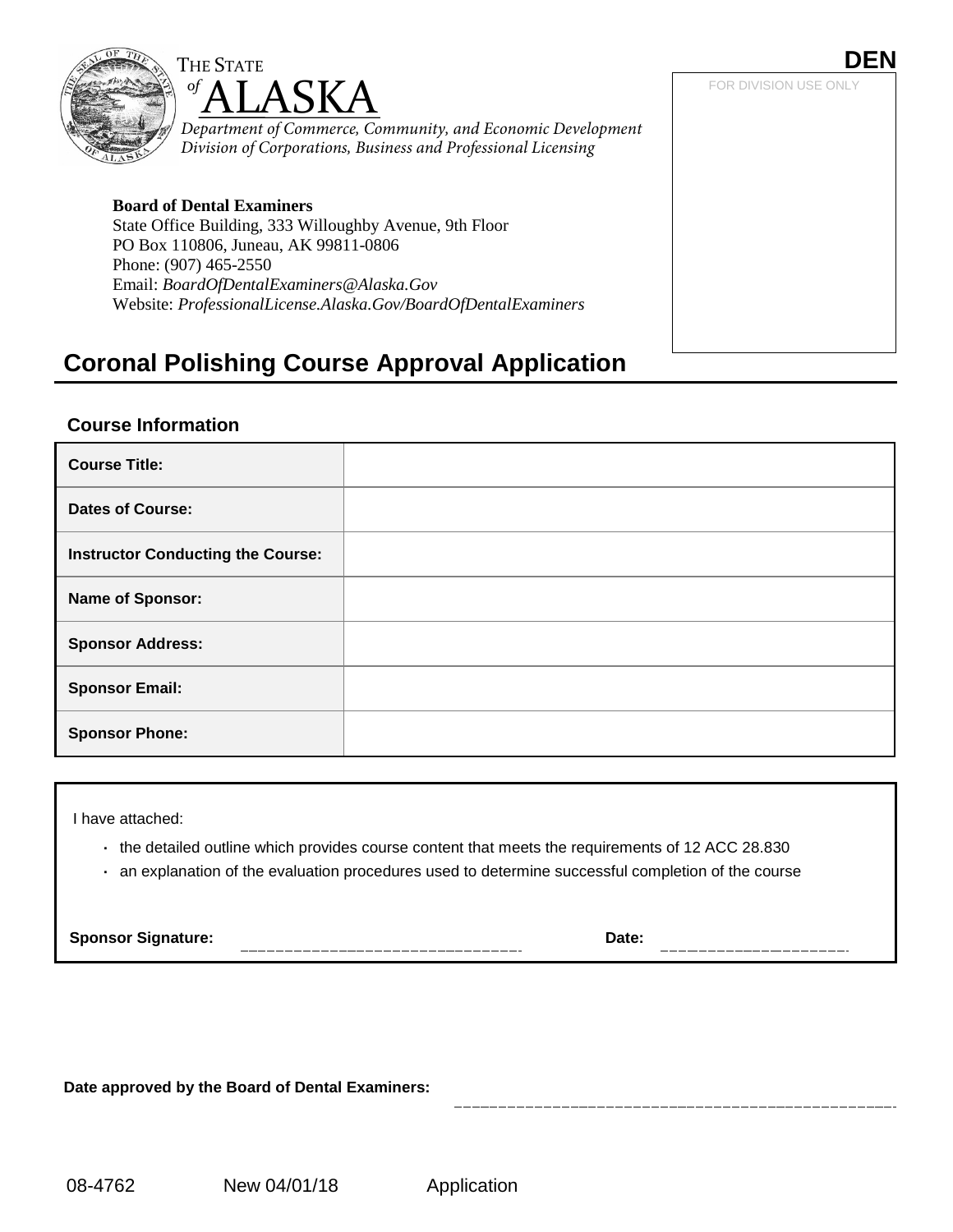THE STATE of ALASKA

*Department of Commerce, Community, and Economic Development*
*Division of Corporations, Business and Professional Licensing*

**DEN**

FOR DIVISION USE ONLY

**Board of Dental Examiners**
State Office Building, 333 Willoughby Avenue, 9th Floor
PO Box 110806, Juneau, AK 99811-0806
Phone: (907) 465-2550
Email: *BoardOfDentalExaminers@Alaska.Gov*
Website: *ProfessionalLicense.Alaska.Gov/BoardOfDentalExaminers*

# Coronal Polishing Course Approval Application

## Course Information

| | |
|---|---|
| **Course Title:** | |
| **Dates of Course:** | |
| **Instructor Conducting the Course:** | |
| **Name of Sponsor:** | |
| **Sponsor Address:** | |
| **Sponsor Email:** | |
| **Sponsor Phone:** | |

I have attached:

- the detailed outline which provides course content that meets the requirements of 12 ACC 28.830
- an explanation of the evaluation procedures used to determine successful completion of the course

**Sponsor Signature:** ________________________________ **Date:** ____________________

**Date approved by the Board of Dental Examiners:** ______________________________________________

08-4762 New 04/01/18 Application